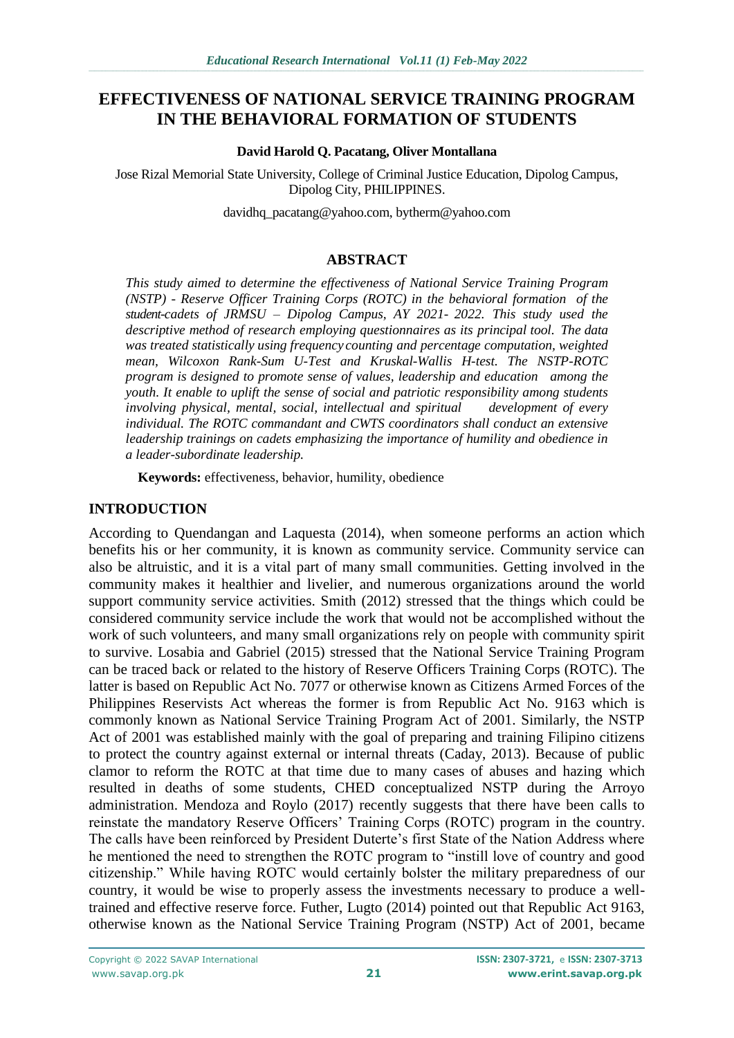# EFFECTIVENESS OF NATIONAL SERVICE TRAINING PROGRAM IN THE BEHAVIORAL FORMATION OF STUDENTS

**David Harold Q. Pacatang, Oliver Montallana**

Jose Rizal Memorial State University, College of Criminal Justice Education, Dipolog Campus, Dipolog City, PHILIPPINES.

davidhq_pacatang@yahoo.com, bytherm@yahoo.com

## ABSTRACT

*This study aimed to determine the effectiveness of National Service Training Program (NSTP) - Reserve Officer Training Corps (ROTC) in the behavioral formation of the student-cadets of JRMSU – Dipolog Campus, AY 2021- 2022. This study used the descriptive method of research employing questionnaires as its principal tool. The data was treated statistically using frequency counting and percentage computation, weighted mean, Wilcoxon Rank-Sum U-Test and Kruskal-Wallis H-test. The NSTP-ROTC program is designed to promote sense of values, leadership and education among the youth. It enable to uplift the sense of social and patriotic responsibility among students involving physical, mental, social, intellectual and spiritual development of every individual. The ROTC commandant and CWTS coordinators shall conduct an extensive leadership trainings on cadets emphasizing the importance of humility and obedience in a leader-subordinate leadership.*

**Keywords:** effectiveness, behavior, humility, obedience

## INTRODUCTION

According to Quendangan and Laquesta (2014), when someone performs an action which benefits his or her community, it is known as community service. Community service can also be altruistic, and it is a vital part of many small communities. Getting involved in the community makes it healthier and livelier, and numerous organizations around the world support community service activities. Smith (2012) stressed that the things which could be considered community service include the work that would not be accomplished without the work of such volunteers, and many small organizations rely on people with community spirit to survive. Losabia and Gabriel (2015) stressed that the National Service Training Program can be traced back or related to the history of Reserve Officers Training Corps (ROTC). The latter is based on Republic Act No. 7077 or otherwise known as Citizens Armed Forces of the Philippines Reservists Act whereas the former is from Republic Act No. 9163 which is commonly known as National Service Training Program Act of 2001. Similarly, the NSTP Act of 2001 was established mainly with the goal of preparing and training Filipino citizens to protect the country against external or internal threats (Caday, 2013). Because of public clamor to reform the ROTC at that time due to many cases of abuses and hazing which resulted in deaths of some students, CHED conceptualized NSTP during the Arroyo administration. Mendoza and Roylo (2017) recently suggests that there have been calls to reinstate the mandatory Reserve Officers' Training Corps (ROTC) program in the country. The calls have been reinforced by President Duterte's first State of the Nation Address where he mentioned the need to strengthen the ROTC program to "instill love of country and good citizenship." While having ROTC would certainly bolster the military preparedness of our country, it would be wise to properly assess the investments necessary to produce a well-trained and effective reserve force. Futher, Lugto (2014) pointed out that Republic Act 9163, otherwise known as the National Service Training Program (NSTP) Act of 2001, became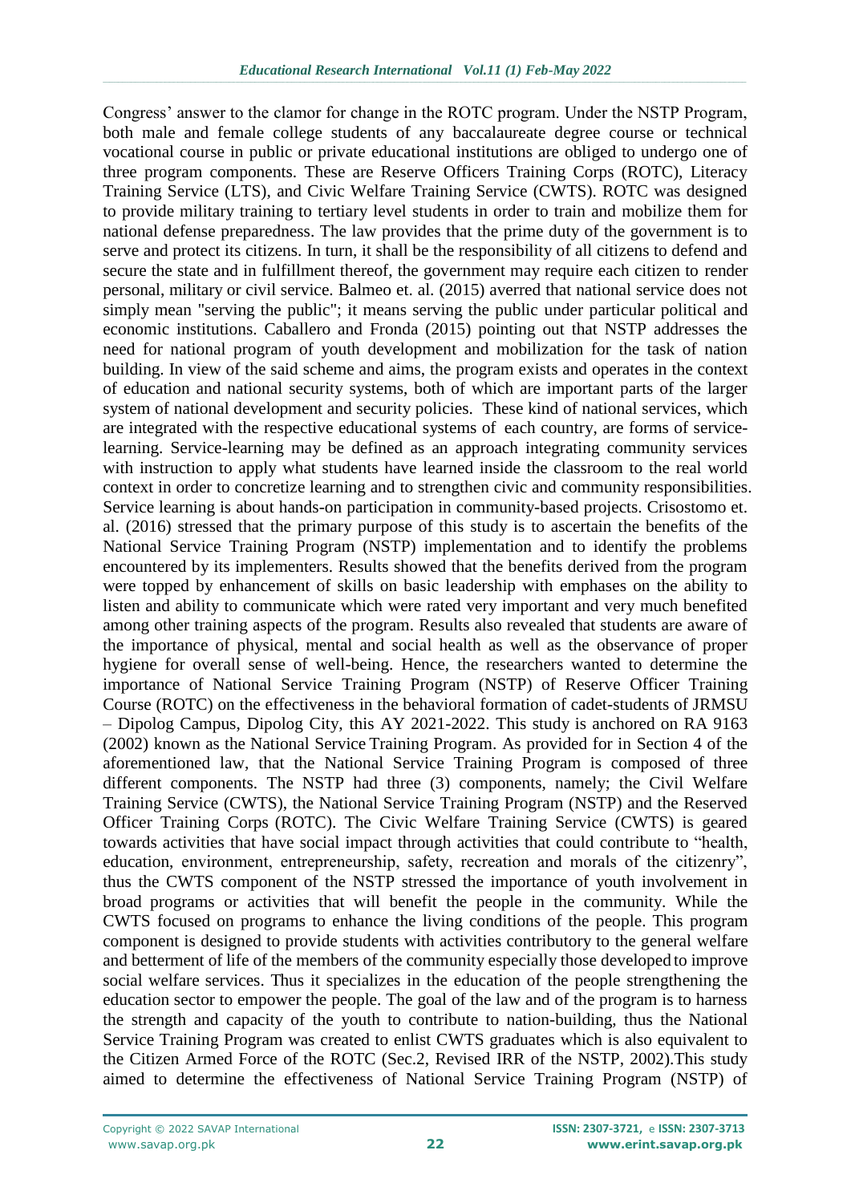Congress' answer to the clamor for change in the ROTC program. Under the NSTP Program, both male and female college students of any baccalaureate degree course or technical vocational course in public or private educational institutions are obliged to undergo one of three program components. These are Reserve Officers Training Corps (ROTC), Literacy Training Service (LTS), and Civic Welfare Training Service (CWTS). ROTC was designed to provide military training to tertiary level students in order to train and mobilize them for national defense preparedness. The law provides that the prime duty of the government is to serve and protect its citizens. In turn, it shall be the responsibility of all citizens to defend and secure the state and in fulfillment thereof, the government may require each citizen to render personal, military or civil service. Balmeo et. al. (2015) averred that national service does not simply mean "serving the public"; it means serving the public under particular political and economic institutions. Caballero and Fronda (2015) pointing out that NSTP addresses the need for national program of youth development and mobilization for the task of nation building. In view of the said scheme and aims, the program exists and operates in the context of education and national security systems, both of which are important parts of the larger system of national development and security policies. These kind of national services, which are integrated with the respective educational systems of each country, are forms of service-learning. Service-learning may be defined as an approach integrating community services with instruction to apply what students have learned inside the classroom to the real world context in order to concretize learning and to strengthen civic and community responsibilities. Service learning is about hands-on participation in community-based projects. Crisostomo et. al. (2016) stressed that the primary purpose of this study is to ascertain the benefits of the National Service Training Program (NSTP) implementation and to identify the problems encountered by its implementers. Results showed that the benefits derived from the program were topped by enhancement of skills on basic leadership with emphases on the ability to listen and ability to communicate which were rated very important and very much benefited among other training aspects of the program. Results also revealed that students are aware of the importance of physical, mental and social health as well as the observance of proper hygiene for overall sense of well-being. Hence, the researchers wanted to determine the importance of National Service Training Program (NSTP) of Reserve Officer Training Course (ROTC) on the effectiveness in the behavioral formation of cadet-students of JRMSU – Dipolog Campus, Dipolog City, this AY 2021-2022. This study is anchored on RA 9163 (2002) known as the National Service Training Program. As provided for in Section 4 of the aforementioned law, that the National Service Training Program is composed of three different components. The NSTP had three (3) components, namely; the Civil Welfare Training Service (CWTS), the National Service Training Program (NSTP) and the Reserved Officer Training Corps (ROTC). The Civic Welfare Training Service (CWTS) is geared towards activities that have social impact through activities that could contribute to "health, education, environment, entrepreneurship, safety, recreation and morals of the citizenry", thus the CWTS component of the NSTP stressed the importance of youth involvement in broad programs or activities that will benefit the people in the community. While the CWTS focused on programs to enhance the living conditions of the people. This program component is designed to provide students with activities contributory to the general welfare and betterment of life of the members of the community especially those developed to improve social welfare services. Thus it specializes in the education of the people strengthening the education sector to empower the people. The goal of the law and of the program is to harness the strength and capacity of the youth to contribute to nation-building, thus the National Service Training Program was created to enlist CWTS graduates which is also equivalent to the Citizen Armed Force of the ROTC (Sec.2, Revised IRR of the NSTP, 2002).This study aimed to determine the effectiveness of National Service Training Program (NSTP) of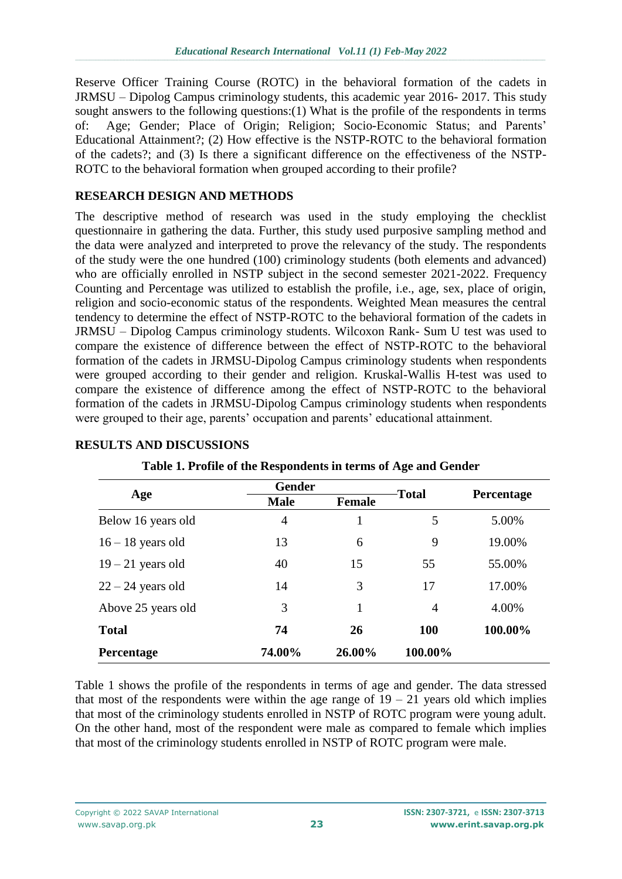Reserve Officer Training Course (ROTC) in the behavioral formation of the cadets in JRMSU – Dipolog Campus criminology students, this academic year 2016- 2017. This study sought answers to the following questions:(1) What is the profile of the respondents in terms of: Age; Gender; Place of Origin; Religion; Socio-Economic Status; and Parents' Educational Attainment?; (2) How effective is the NSTP-ROTC to the behavioral formation of the cadets?; and (3) Is there a significant difference on the effectiveness of the NSTP-ROTC to the behavioral formation when grouped according to their profile?

## RESEARCH DESIGN AND METHODS

The descriptive method of research was used in the study employing the checklist questionnaire in gathering the data. Further, this study used purposive sampling method and the data were analyzed and interpreted to prove the relevancy of the study. The respondents of the study were the one hundred (100) criminology students (both elements and advanced) who are officially enrolled in NSTP subject in the second semester 2021-2022. Frequency Counting and Percentage was utilized to establish the profile, i.e., age, sex, place of origin, religion and socio-economic status of the respondents. Weighted Mean measures the central tendency to determine the effect of NSTP-ROTC to the behavioral formation of the cadets in JRMSU – Dipolog Campus criminology students. Wilcoxon Rank- Sum U test was used to compare the existence of difference between the effect of NSTP-ROTC to the behavioral formation of the cadets in JRMSU-Dipolog Campus criminology students when respondents were grouped according to their gender and religion. Kruskal-Wallis H-test was used to compare the existence of difference among the effect of NSTP-ROTC to the behavioral formation of the cadets in JRMSU-Dipolog Campus criminology students when respondents were grouped to their age, parents' occupation and parents' educational attainment.

## RESULTS AND DISCUSSIONS

**Table 1. Profile of the Respondents in terms of Age and Gender**

| Age | Gender | | Total | Percentage |
|---|---|---|---|---|
| | **Male** | **Female** | | |
| Below 16 years old | 4 | 1 | 5 | 5.00% |
| 16 – 18 years old | 13 | 6 | 9 | 19.00% |
| 19 – 21 years old | 40 | 15 | 55 | 55.00% |
| 22 – 24 years old | 14 | 3 | 17 | 17.00% |
| Above 25 years old | 3 | 1 | 4 | 4.00% |
| **Total** | **74** | **26** | **100** | **100.00%** |
| **Percentage** | **74.00%** | **26.00%** | **100.00%** | |

Table 1 shows the profile of the respondents in terms of age and gender. The data stressed that most of the respondents were within the age range of 19 – 21 years old which implies that most of the criminology students enrolled in NSTP of ROTC program were young adult. On the other hand, most of the respondent were male as compared to female which implies that most of the criminology students enrolled in NSTP of ROTC program were male.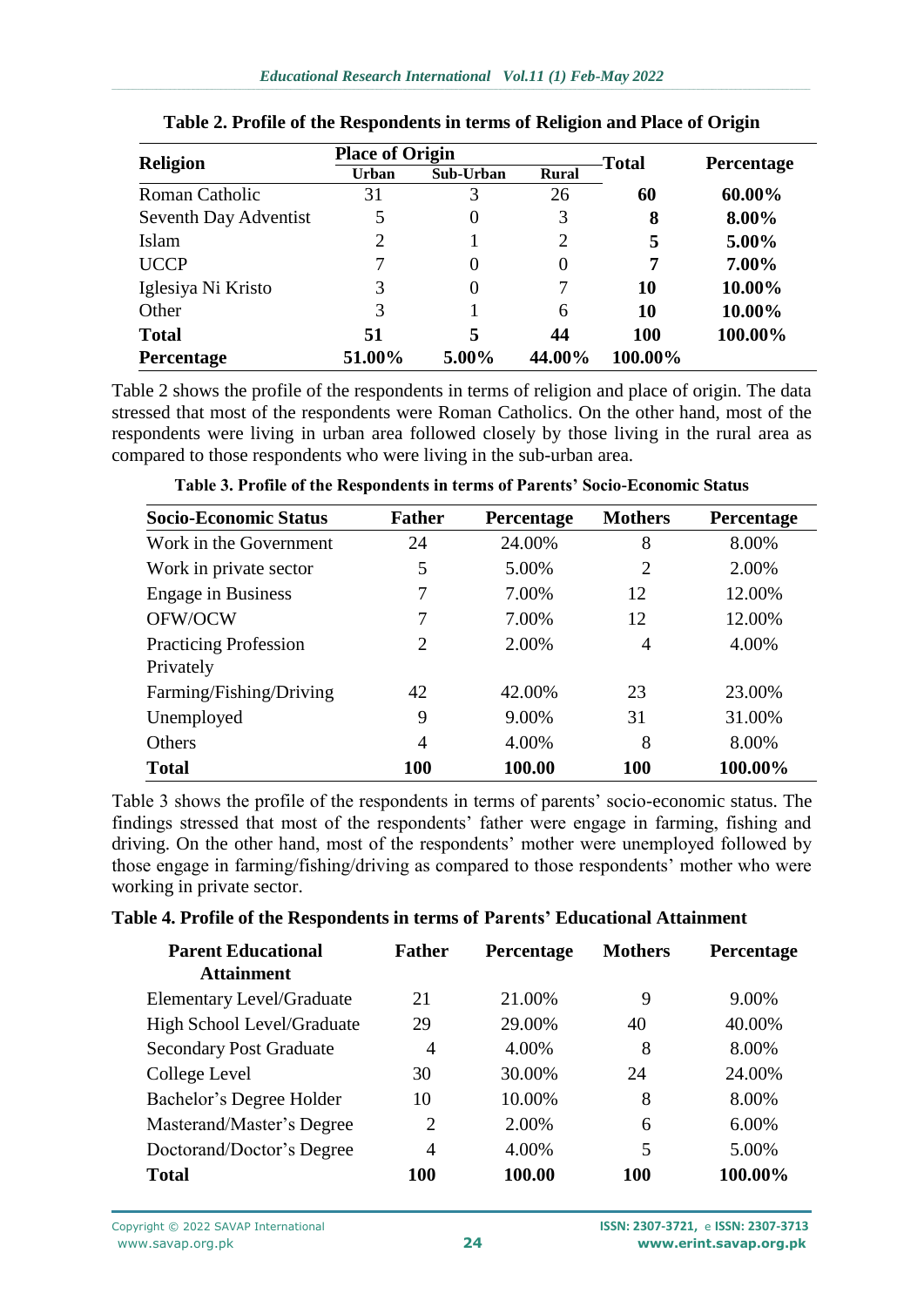**Table 2. Profile of the Respondents in terms of Religion and Place of Origin**

| Religion | Place of Origin | | | Total | Percentage |
|---|---|---|---|---|---|
| | Urban | Sub-Urban | Rural | | |
| Roman Catholic | 31 | 3 | 26 | **60** | **60.00%** |
| Seventh Day Adventist | 5 | 0 | 3 | **8** | **8.00%** |
| Islam | 2 | 1 | 2 | **5** | **5.00%** |
| UCCP | 7 | 0 | 0 | **7** | **7.00%** |
| Iglesiya Ni Kristo | 3 | 0 | 7 | **10** | **10.00%** |
| Other | 3 | 1 | 6 | **10** | **10.00%** |
| **Total** | **51** | **5** | **44** | **100** | **100.00%** |
| **Percentage** | **51.00%** | **5.00%** | **44.00%** | **100.00%** | |

Table 2 shows the profile of the respondents in terms of religion and place of origin. The data stressed that most of the respondents were Roman Catholics. On the other hand, most of the respondents were living in urban area followed closely by those living in the rural area as compared to those respondents who were living in the sub-urban area.

**Table 3. Profile of the Respondents in terms of Parents' Socio-Economic Status**

| Socio-Economic Status | Father | Percentage | Mothers | Percentage |
|---|---|---|---|---|
| Work in the Government | 24 | 24.00% | 8 | 8.00% |
| Work in private sector | 5 | 5.00% | 2 | 2.00% |
| Engage in Business | 7 | 7.00% | 12 | 12.00% |
| OFW/OCW | 7 | 7.00% | 12 | 12.00% |
| Practicing Profession Privately | 2 | 2.00% | 4 | 4.00% |
| Farming/Fishing/Driving | 42 | 42.00% | 23 | 23.00% |
| Unemployed | 9 | 9.00% | 31 | 31.00% |
| Others | 4 | 4.00% | 8 | 8.00% |
| **Total** | **100** | **100.00** | **100** | **100.00%** |

Table 3 shows the profile of the respondents in terms of parents' socio-economic status. The findings stressed that most of the respondents' father were engage in farming, fishing and driving. On the other hand, most of the respondents' mother were unemployed followed by those engage in farming/fishing/driving as compared to those respondents' mother who were working in private sector.

**Table 4. Profile of the Respondents in terms of Parents' Educational Attainment**

| Parent Educational Attainment | Father | Percentage | Mothers | Percentage |
|---|---|---|---|---|
| Elementary Level/Graduate | 21 | 21.00% | 9 | 9.00% |
| High School Level/Graduate | 29 | 29.00% | 40 | 40.00% |
| Secondary Post Graduate | 4 | 4.00% | 8 | 8.00% |
| College Level | 30 | 30.00% | 24 | 24.00% |
| Bachelor's Degree Holder | 10 | 10.00% | 8 | 8.00% |
| Masterand/Master's Degree | 2 | 2.00% | 6 | 6.00% |
| Doctorand/Doctor's Degree | 4 | 4.00% | 5 | 5.00% |
| **Total** | **100** | **100.00** | **100** | **100.00%** |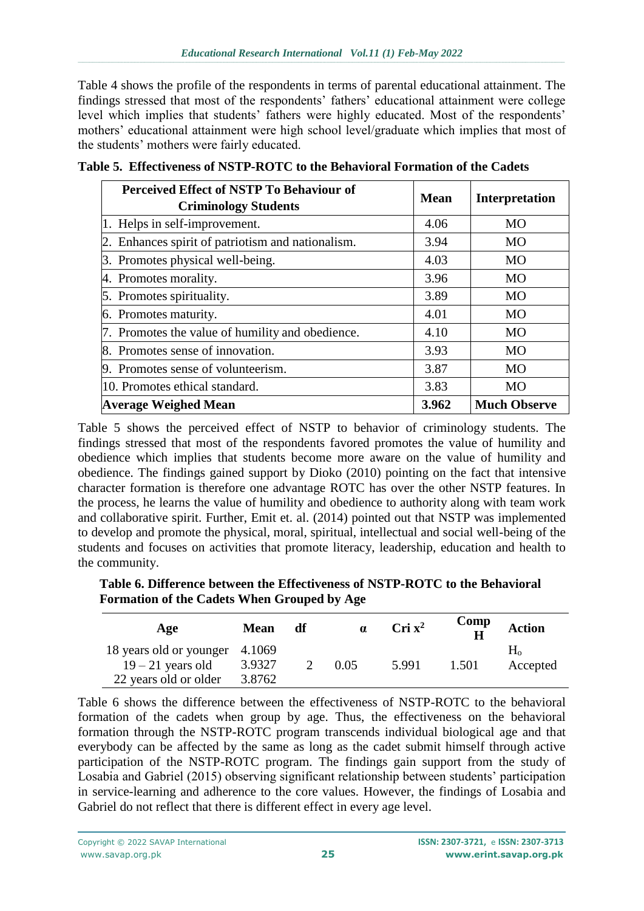Table 4 shows the profile of the respondents in terms of parental educational attainment. The findings stressed that most of the respondents' fathers' educational attainment were college level which implies that students' fathers were highly educated. Most of the respondents' mothers' educational attainment were high school level/graduate which implies that most of the students' mothers were fairly educated.

**Table 5. Effectiveness of NSTP-ROTC to the Behavioral Formation of the Cadets**

| Perceived Effect of NSTP To Behaviour of Criminology Students | Mean | Interpretation |
|---|---|---|
| 1. Helps in self-improvement. | 4.06 | MO |
| 2. Enhances spirit of patriotism and nationalism. | 3.94 | MO |
| 3. Promotes physical well-being. | 4.03 | MO |
| 4. Promotes morality. | 3.96 | MO |
| 5. Promotes spirituality. | 3.89 | MO |
| 6. Promotes maturity. | 4.01 | MO |
| 7. Promotes the value of humility and obedience. | 4.10 | MO |
| 8. Promotes sense of innovation. | 3.93 | MO |
| 9. Promotes sense of volunteerism. | 3.87 | MO |
| 10. Promotes ethical standard. | 3.83 | MO |
| **Average Weighed Mean** | **3.962** | **Much Observe** |

Table 5 shows the perceived effect of NSTP to behavior of criminology students. The findings stressed that most of the respondents favored promotes the value of humility and obedience which implies that students become more aware on the value of humility and obedience. The findings gained support by Dioko (2010) pointing on the fact that intensive character formation is therefore one advantage ROTC has over the other NSTP features. In the process, he learns the value of humility and obedience to authority along with team work and collaborative spirit. Further, Emit et. al. (2014) pointed out that NSTP was implemented to develop and promote the physical, moral, spiritual, intellectual and social well-being of the students and focuses on activities that promote literacy, leadership, education and health to the community.

**Table 6. Difference between the Effectiveness of NSTP-ROTC to the Behavioral Formation of the Cadets When Grouped by Age**

| Age | Mean | df | α | Cri $x^2$ | Comp H | Action |
|---|---|---|---|---|---|---|
| 18 years old or younger | 4.1069 | | | | | |
| 19 – 21 years old | 3.9327 | 2 | 0.05 | 5.991 | 1.501 | $H_o$ Accepted |
| 22 years old or older | 3.8762 | | | | | |

Table 6 shows the difference between the effectiveness of NSTP-ROTC to the behavioral formation of the cadets when group by age. Thus, the effectiveness on the behavioral formation through the NSTP-ROTC program transcends individual biological age and that everybody can be affected by the same as long as the cadet submit himself through active participation of the NSTP-ROTC program. The findings gain support from the study of Losabia and Gabriel (2015) observing significant relationship between students' participation in service-learning and adherence to the core values. However, the findings of Losabia and Gabriel do not reflect that there is different effect in every age level.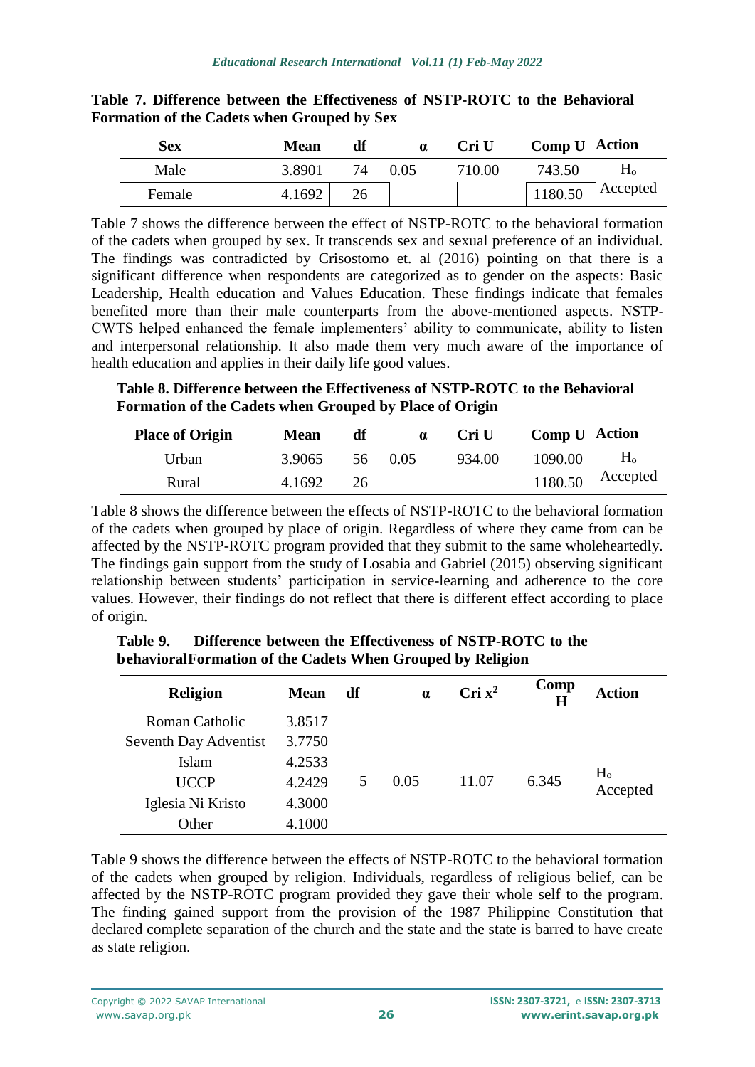**Table 7. Difference between the Effectiveness of NSTP-ROTC to the Behavioral Formation of the Cadets when Grouped by Sex**

| Sex | Mean | df | α | Cri U | Comp U | Action |
|---|---|---|---|---|---|---|
| Male | 3.8901 | 74 | 0.05 | 710.00 | 743.50 | $H_o$ |
| Female | 4.1692 | 26 | | | 1180.50 | Accepted |

Table 7 shows the difference between the effect of NSTP-ROTC to the behavioral formation of the cadets when grouped by sex. It transcends sex and sexual preference of an individual. The findings was contradicted by Crisostomo et. al (2016) pointing on that there is a significant difference when respondents are categorized as to gender on the aspects: Basic Leadership, Health education and Values Education. These findings indicate that females benefited more than their male counterparts from the above-mentioned aspects. NSTP-CWTS helped enhanced the female implementers' ability to communicate, ability to listen and interpersonal relationship. It also made them very much aware of the importance of health education and applies in their daily life good values.

**Table 8. Difference between the Effectiveness of NSTP-ROTC to the Behavioral Formation of the Cadets when Grouped by Place of Origin**

| Place of Origin | Mean | df | α | Cri U | Comp U | Action |
|---|---|---|---|---|---|---|
| Urban | 3.9065 | 56 | 0.05 | 934.00 | 1090.00 | $H_o$ |
| Rural | 4.1692 | 26 | | | 1180.50 | Accepted |

Table 8 shows the difference between the effects of NSTP-ROTC to the behavioral formation of the cadets when grouped by place of origin. Regardless of where they came from can be affected by the NSTP-ROTC program provided that they submit to the same wholeheartedly. The findings gain support from the study of Losabia and Gabriel (2015) observing significant relationship between students' participation in service-learning and adherence to the core values. However, their findings do not reflect that there is different effect according to place of origin.

**Table 9. Difference between the Effectiveness of NSTP-ROTC to the behavioralFormation of the Cadets When Grouped by Religion**

| Religion | Mean | df | α | Cri $x^2$ | Comp H | Action |
|---|---|---|---|---|---|---|
| Roman Catholic | 3.8517 | | | | | |
| Seventh Day Adventist | 3.7750 | | | | | |
| Islam | 4.2533 | | | | | |
| UCCP | 4.2429 | 5 | 0.05 | 11.07 | 6.345 | $H_o$ Accepted |
| Iglesia Ni Kristo | 4.3000 | | | | | |
| Other | 4.1000 | | | | | |

Table 9 shows the difference between the effects of NSTP-ROTC to the behavioral formation of the cadets when grouped by religion. Individuals, regardless of religious belief, can be affected by the NSTP-ROTC program provided they gave their whole self to the program. The finding gained support from the provision of the 1987 Philippine Constitution that declared complete separation of the church and the state and the state is barred to have create as state religion.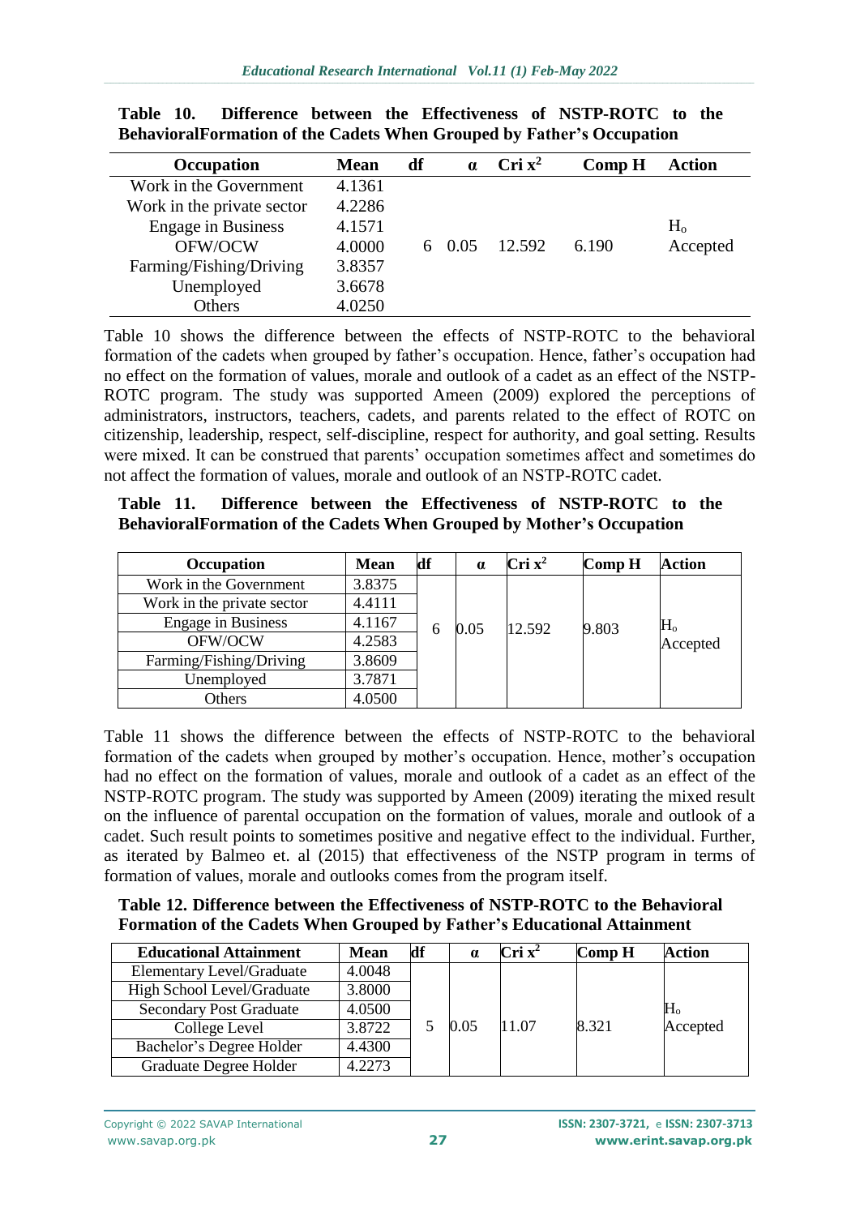**Table 10. Difference between the Effectiveness of NSTP-ROTC to the BehavioralFormation of the Cadets When Grouped by Father's Occupation**

| Occupation | Mean | df | α | Cri $x^2$ | Comp H | Action |
|---|---|---|---|---|---|---|
| Work in the Government | 4.1361 | | | | | |
| Work in the private sector | 4.2286 | | | | | |
| Engage in Business | 4.1571 | | | | | $H_o$ |
| OFW/OCW | 4.0000 | 6 | 0.05 | 12.592 | 6.190 | Accepted |
| Farming/Fishing/Driving | 3.8357 | | | | | |
| Unemployed | 3.6678 | | | | | |
| Others | 4.0250 | | | | | |

Table 10 shows the difference between the effects of NSTP-ROTC to the behavioral formation of the cadets when grouped by father's occupation. Hence, father's occupation had no effect on the formation of values, morale and outlook of a cadet as an effect of the NSTP-ROTC program. The study was supported Ameen (2009) explored the perceptions of administrators, instructors, teachers, cadets, and parents related to the effect of ROTC on citizenship, leadership, respect, self-discipline, respect for authority, and goal setting. Results were mixed. It can be construed that parents' occupation sometimes affect and sometimes do not affect the formation of values, morale and outlook of an NSTP-ROTC cadet.

**Table 11. Difference between the Effectiveness of NSTP-ROTC to the BehavioralFormation of the Cadets When Grouped by Mother's Occupation**

| Occupation | Mean | df | α | Cri $x^2$ | Comp H | Action |
|---|---|---|---|---|---|---|
| Work in the Government | 3.8375 | | | | | |
| Work in the private sector | 4.4111 | | | | | |
| Engage in Business | 4.1167 | 6 | 0.05 | 12.592 | 9.803 | $H_o$ Accepted |
| OFW/OCW | 4.2583 | | | | | |
| Farming/Fishing/Driving | 3.8609 | | | | | |
| Unemployed | 3.7871 | | | | | |
| Others | 4.0500 | | | | | |

Table 11 shows the difference between the effects of NSTP-ROTC to the behavioral formation of the cadets when grouped by mother's occupation. Hence, mother's occupation had no effect on the formation of values, morale and outlook of a cadet as an effect of the NSTP-ROTC program. The study was supported by Ameen (2009) iterating the mixed result on the influence of parental occupation on the formation of values, morale and outlook of a cadet. Such result points to sometimes positive and negative effect to the individual. Further, as iterated by Balmeo et. al (2015) that effectiveness of the NSTP program in terms of formation of values, morale and outlooks comes from the program itself.

**Table 12. Difference between the Effectiveness of NSTP-ROTC to the Behavioral Formation of the Cadets When Grouped by Father's Educational Attainment**

| Educational Attainment | Mean | df | α | Cri $x^2$ | Comp H | Action |
|---|---|---|---|---|---|---|
| Elementary Level/Graduate | 4.0048 | | | | | |
| High School Level/Graduate | 3.8000 | | | | | |
| Secondary Post Graduate | 4.0500 | | | | | $H_o$ |
| College Level | 3.8722 | 5 | 0.05 | 11.07 | 8.321 | Accepted |
| Bachelor's Degree Holder | 4.4300 | | | | | |
| Graduate Degree Holder | 4.2273 | | | | | |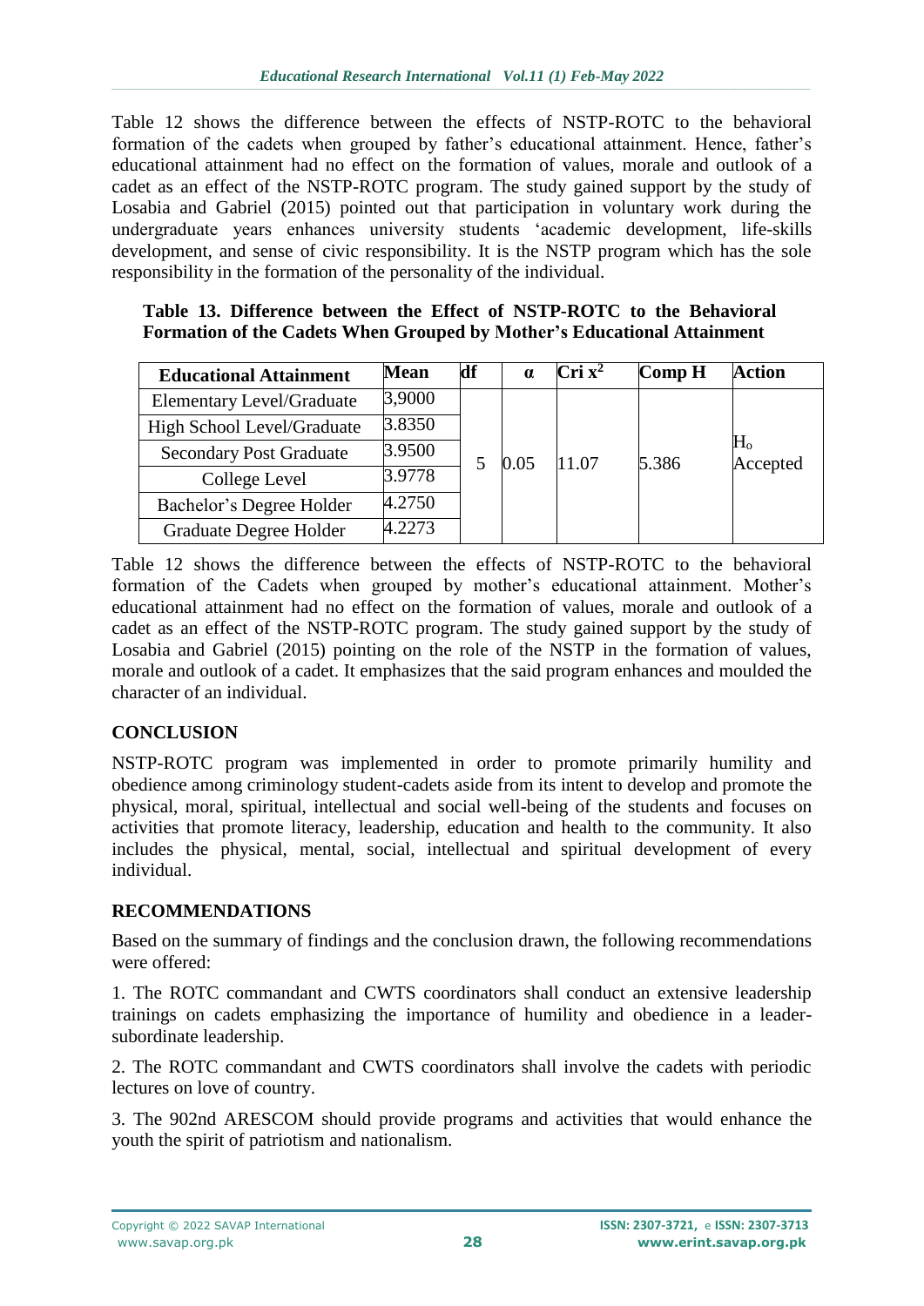Table 12 shows the difference between the effects of NSTP-ROTC to the behavioral formation of the cadets when grouped by father's educational attainment. Hence, father's educational attainment had no effect on the formation of values, morale and outlook of a cadet as an effect of the NSTP-ROTC program. The study gained support by the study of Losabia and Gabriel (2015) pointed out that participation in voluntary work during the undergraduate years enhances university students 'academic development, life-skills development, and sense of civic responsibility. It is the NSTP program which has the sole responsibility in the formation of the personality of the individual.

**Table 13. Difference between the Effect of NSTP-ROTC to the Behavioral Formation of the Cadets When Grouped by Mother's Educational Attainment**

| Educational Attainment | Mean | df | α | Cri $x^2$ | Comp H | Action |
|---|---|---|---|---|---|---|
| Elementary Level/Graduate | 3,9000 | 5 | 0.05 | 11.07 | 5.386 | $H_o$ Accepted |
| High School Level/Graduate | 3.8350 | | | | | |
| Secondary Post Graduate | 3.9500 | | | | | |
| College Level | 3.9778 | | | | | |
| Bachelor's Degree Holder | 4.2750 | | | | | |
| Graduate Degree Holder | 4.2273 | | | | | |

Table 12 shows the difference between the effects of NSTP-ROTC to the behavioral formation of the Cadets when grouped by mother's educational attainment. Mother's educational attainment had no effect on the formation of values, morale and outlook of a cadet as an effect of the NSTP-ROTC program. The study gained support by the study of Losabia and Gabriel (2015) pointing on the role of the NSTP in the formation of values, morale and outlook of a cadet. It emphasizes that the said program enhances and moulded the character of an individual.

## CONCLUSION

NSTP-ROTC program was implemented in order to promote primarily humility and obedience among criminology student-cadets aside from its intent to develop and promote the physical, moral, spiritual, intellectual and social well-being of the students and focuses on activities that promote literacy, leadership, education and health to the community. It also includes the physical, mental, social, intellectual and spiritual development of every individual.

## RECOMMENDATIONS

Based on the summary of findings and the conclusion drawn, the following recommendations were offered:

1. The ROTC commandant and CWTS coordinators shall conduct an extensive leadership trainings on cadets emphasizing the importance of humility and obedience in a leader-subordinate leadership.

2. The ROTC commandant and CWTS coordinators shall involve the cadets with periodic lectures on love of country.

3. The 902nd ARESCOM should provide programs and activities that would enhance the youth the spirit of patriotism and nationalism.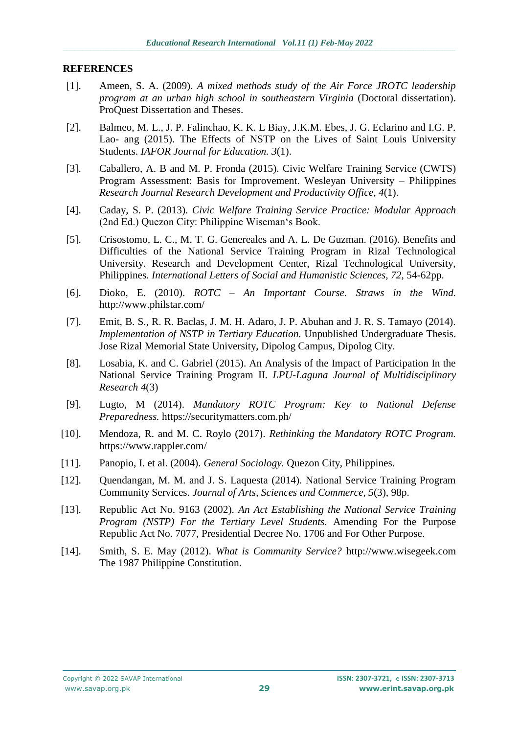## REFERENCES

[1]. Ameen, S. A. (2009). *A mixed methods study of the Air Force JROTC leadership program at an urban high school in southeastern Virginia* (Doctoral dissertation). ProQuest Dissertation and Theses.

[2]. Balmeo, M. L., J. P. Falinchao, K. K. L Biay, J.K.M. Ebes, J. G. Eclarino and I.G. P. Lao- ang (2015). The Effects of NSTP on the Lives of Saint Louis University Students. *IAFOR Journal for Education. 3*(1).

[3]. Caballero, A. B and M. P. Fronda (2015). Civic Welfare Training Service (CWTS) Program Assessment: Basis for Improvement. Wesleyan University – Philippines *Research Journal Research Development and Productivity Office, 4*(1).

[4]. Caday, S. P. (2013). *Civic Welfare Training Service Practice: Modular Approach* (2nd Ed.) Quezon City: Philippine Wiseman's Book.

[5]. Crisostomo, L. C., M. T. G. Genereales and A. L. De Guzman. (2016). Benefits and Difficulties of the National Service Training Program in Rizal Technological University. Research and Development Center, Rizal Technological University, Philippines. *International Letters of Social and Humanistic Sciences, 72*, 54-62pp.

[6]. Dioko, E. (2010). *ROTC – An Important Course. Straws in the Wind.* http://www.philstar.com/

[7]. Emit, B. S., R. R. Baclas, J. M. H. Adaro, J. P. Abuhan and J. R. S. Tamayo (2014). *Implementation of NSTP in Tertiary Education.* Unpublished Undergraduate Thesis. Jose Rizal Memorial State University, Dipolog Campus, Dipolog City.

[8]. Losabia, K. and C. Gabriel (2015). An Analysis of the Impact of Participation In the National Service Training Program II. *LPU-Laguna Journal of Multidisciplinary Research 4*(3)

[9]. Lugto, M (2014). *Mandatory ROTC Program: Key to National Defense Preparedness.* https://securitymatters.com.ph/

[10]. Mendoza, R. and M. C. Roylo (2017). *Rethinking the Mandatory ROTC Program.* https://www.rappler.com/

[11]. Panopio, I. et al. (2004). *General Sociology.* Quezon City, Philippines.

[12]. Quendangan, M. M. and J. S. Laquesta (2014). National Service Training Program Community Services. *Journal of Arts, Sciences and Commerce, 5*(3), 98p.

[13]. Republic Act No. 9163 (2002). *An Act Establishing the National Service Training Program (NSTP) For the Tertiary Level Students.* Amending For the Purpose Republic Act No. 7077, Presidential Decree No. 1706 and For Other Purpose.

[14]. Smith, S. E. May (2012). *What is Community Service?* http://www.wisegeek.com The 1987 Philippine Constitution.